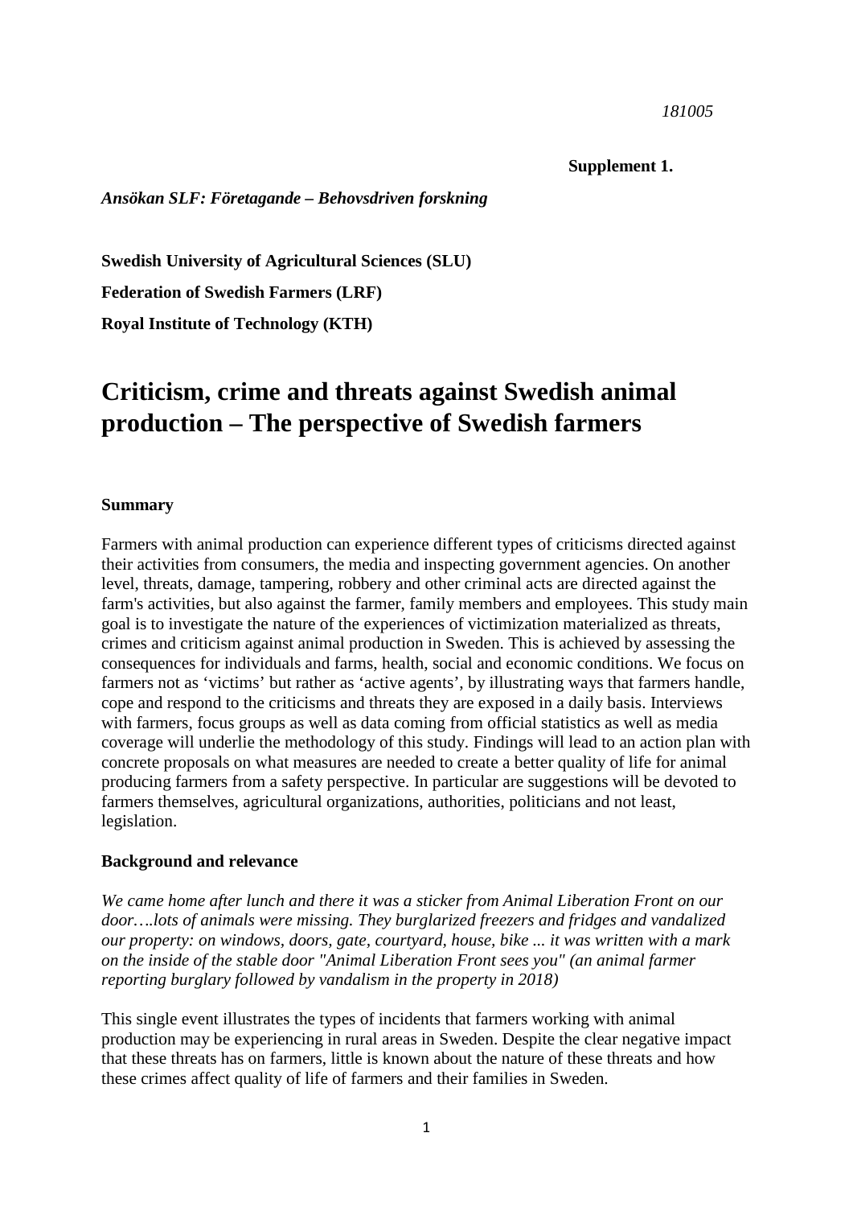*181005*

**Supplement 1.**

***Ansökan SLF: Företagande – Behovsdriven forskning***

**Swedish University of Agricultural Sciences (SLU)**

**Federation of Swedish Farmers (LRF)**

**Royal Institute of Technology (KTH)**

# Criticism, crime and threats against Swedish animal production – The perspective of Swedish farmers

**Summary**

Farmers with animal production can experience different types of criticisms directed against their activities from consumers, the media and inspecting government agencies. On another level, threats, damage, tampering, robbery and other criminal acts are directed against the farm's activities, but also against the farmer, family members and employees. This study main goal is to investigate the nature of the experiences of victimization materialized as threats, crimes and criticism against animal production in Sweden. This is achieved by assessing the consequences for individuals and farms, health, social and economic conditions. We focus on farmers not as 'victims' but rather as 'active agents', by illustrating ways that farmers handle, cope and respond to the criticisms and threats they are exposed in a daily basis. Interviews with farmers, focus groups as well as data coming from official statistics as well as media coverage will underlie the methodology of this study. Findings will lead to an action plan with concrete proposals on what measures are needed to create a better quality of life for animal producing farmers from a safety perspective. In particular are suggestions will be devoted to farmers themselves, agricultural organizations, authorities, politicians and not least, legislation.

**Background and relevance**

*We came home after lunch and there it was a sticker from Animal Liberation Front on our door….lots of animals were missing. They burglarized freezers and fridges and vandalized our property: on windows, doors, gate, courtyard, house, bike ... it was written with a mark on the inside of the stable door "Animal Liberation Front sees you" (an animal farmer reporting burglary followed by vandalism in the property in 2018)*

This single event illustrates the types of incidents that farmers working with animal production may be experiencing in rural areas in Sweden. Despite the clear negative impact that these threats has on farmers, little is known about the nature of these threats and how these crimes affect quality of life of farmers and their families in Sweden.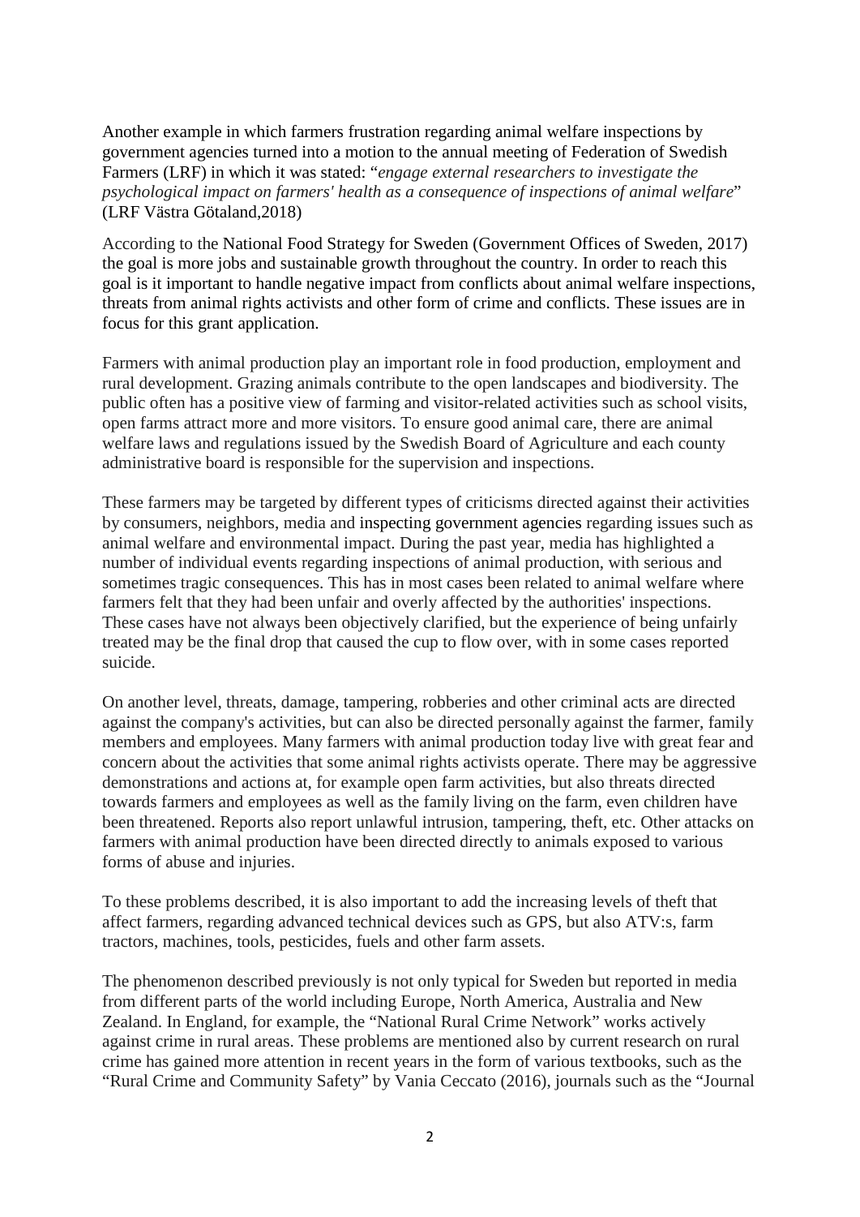Another example in which farmers frustration regarding animal welfare inspections by government agencies turned into a motion to the annual meeting of Federation of Swedish Farmers (LRF) in which it was stated: "*engage external researchers to investigate the psychological impact on farmers' health as a consequence of inspections of animal welfare*" (LRF Västra Götaland,2018)

According to the National Food Strategy for Sweden (Government Offices of Sweden, 2017) the goal is more jobs and sustainable growth throughout the country. In order to reach this goal is it important to handle negative impact from conflicts about animal welfare inspections, threats from animal rights activists and other form of crime and conflicts. These issues are in focus for this grant application.

Farmers with animal production play an important role in food production, employment and rural development. Grazing animals contribute to the open landscapes and biodiversity. The public often has a positive view of farming and visitor-related activities such as school visits, open farms attract more and more visitors. To ensure good animal care, there are animal welfare laws and regulations issued by the Swedish Board of Agriculture and each county administrative board is responsible for the supervision and inspections.

These farmers may be targeted by different types of criticisms directed against their activities by consumers, neighbors, media and inspecting government agencies regarding issues such as animal welfare and environmental impact. During the past year, media has highlighted a number of individual events regarding inspections of animal production, with serious and sometimes tragic consequences. This has in most cases been related to animal welfare where farmers felt that they had been unfair and overly affected by the authorities' inspections. These cases have not always been objectively clarified, but the experience of being unfairly treated may be the final drop that caused the cup to flow over, with in some cases reported suicide.

On another level, threats, damage, tampering, robberies and other criminal acts are directed against the company's activities, but can also be directed personally against the farmer, family members and employees. Many farmers with animal production today live with great fear and concern about the activities that some animal rights activists operate. There may be aggressive demonstrations and actions at, for example open farm activities, but also threats directed towards farmers and employees as well as the family living on the farm, even children have been threatened. Reports also report unlawful intrusion, tampering, theft, etc. Other attacks on farmers with animal production have been directed directly to animals exposed to various forms of abuse and injuries.

To these problems described, it is also important to add the increasing levels of theft that affect farmers, regarding advanced technical devices such as GPS, but also ATV:s, farm tractors, machines, tools, pesticides, fuels and other farm assets.

The phenomenon described previously is not only typical for Sweden but reported in media from different parts of the world including Europe, North America, Australia and New Zealand. In England, for example, the "National Rural Crime Network" works actively against crime in rural areas. These problems are mentioned also by current research on rural crime has gained more attention in recent years in the form of various textbooks, such as the "Rural Crime and Community Safety" by Vania Ceccato (2016), journals such as the "Journal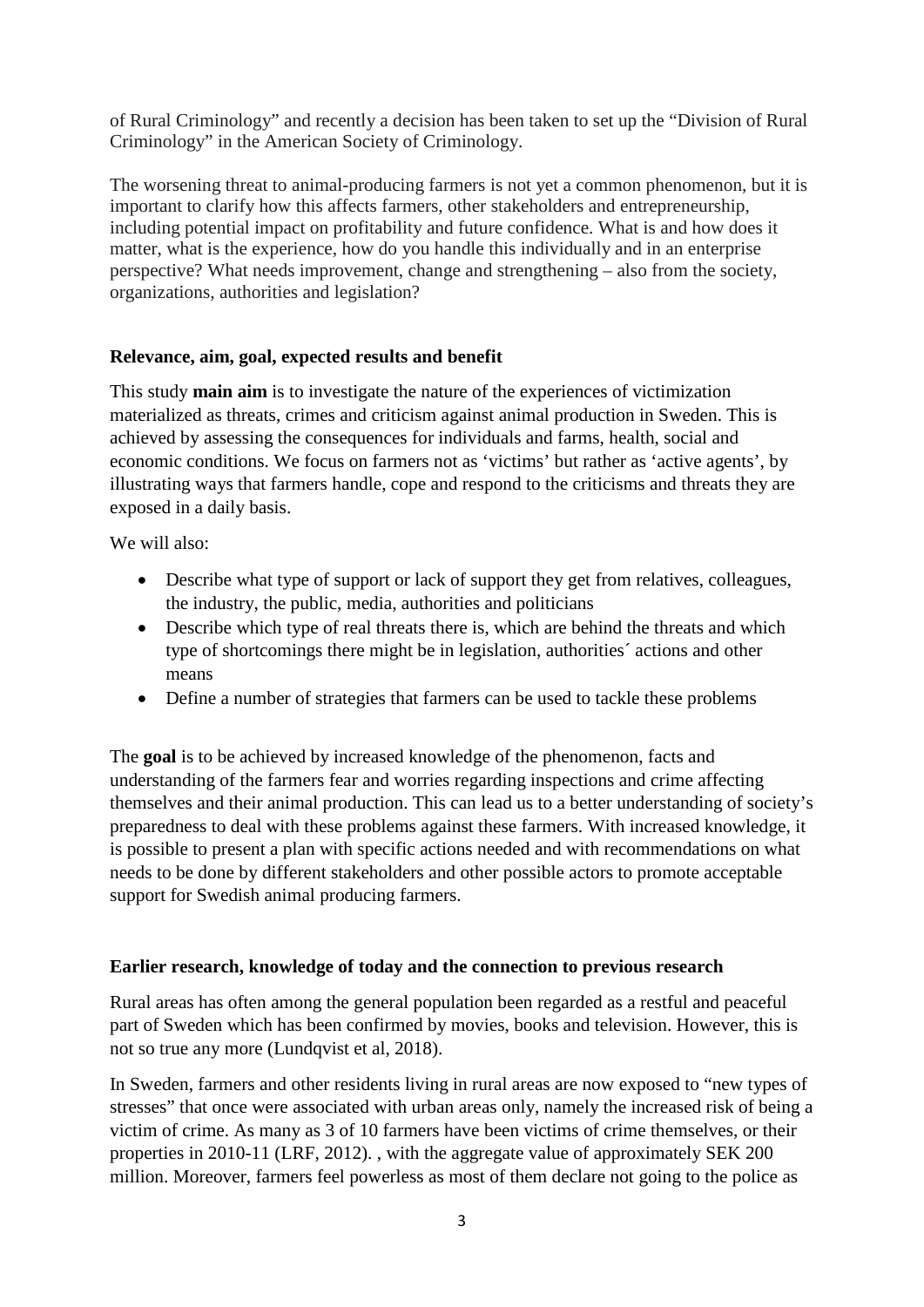of Rural Criminology" and recently a decision has been taken to set up the "Division of Rural Criminology" in the American Society of Criminology.

The worsening threat to animal-producing farmers is not yet a common phenomenon, but it is important to clarify how this affects farmers, other stakeholders and entrepreneurship, including potential impact on profitability and future confidence. What is and how does it matter, what is the experience, how do you handle this individually and in an enterprise perspective? What needs improvement, change and strengthening – also from the society, organizations, authorities and legislation?

## Relevance, aim, goal, expected results and benefit

This study **main aim** is to investigate the nature of the experiences of victimization materialized as threats, crimes and criticism against animal production in Sweden. This is achieved by assessing the consequences for individuals and farms, health, social and economic conditions. We focus on farmers not as 'victims' but rather as 'active agents', by illustrating ways that farmers handle, cope and respond to the criticisms and threats they are exposed in a daily basis.

We will also:

- Describe what type of support or lack of support they get from relatives, colleagues, the industry, the public, media, authorities and politicians
- Describe which type of real threats there is, which are behind the threats and which type of shortcomings there might be in legislation, authorities´ actions and other means
- Define a number of strategies that farmers can be used to tackle these problems

The **goal** is to be achieved by increased knowledge of the phenomenon, facts and understanding of the farmers fear and worries regarding inspections and crime affecting themselves and their animal production. This can lead us to a better understanding of society's preparedness to deal with these problems against these farmers. With increased knowledge, it is possible to present a plan with specific actions needed and with recommendations on what needs to be done by different stakeholders and other possible actors to promote acceptable support for Swedish animal producing farmers.

## Earlier research, knowledge of today and the connection to previous research

Rural areas has often among the general population been regarded as a restful and peaceful part of Sweden which has been confirmed by movies, books and television. However, this is not so true any more (Lundqvist et al, 2018).

In Sweden, farmers and other residents living in rural areas are now exposed to "new types of stresses" that once were associated with urban areas only, namely the increased risk of being a victim of crime. As many as 3 of 10 farmers have been victims of crime themselves, or their properties in 2010-11 (LRF, 2012). , with the aggregate value of approximately SEK 200 million. Moreover, farmers feel powerless as most of them declare not going to the police as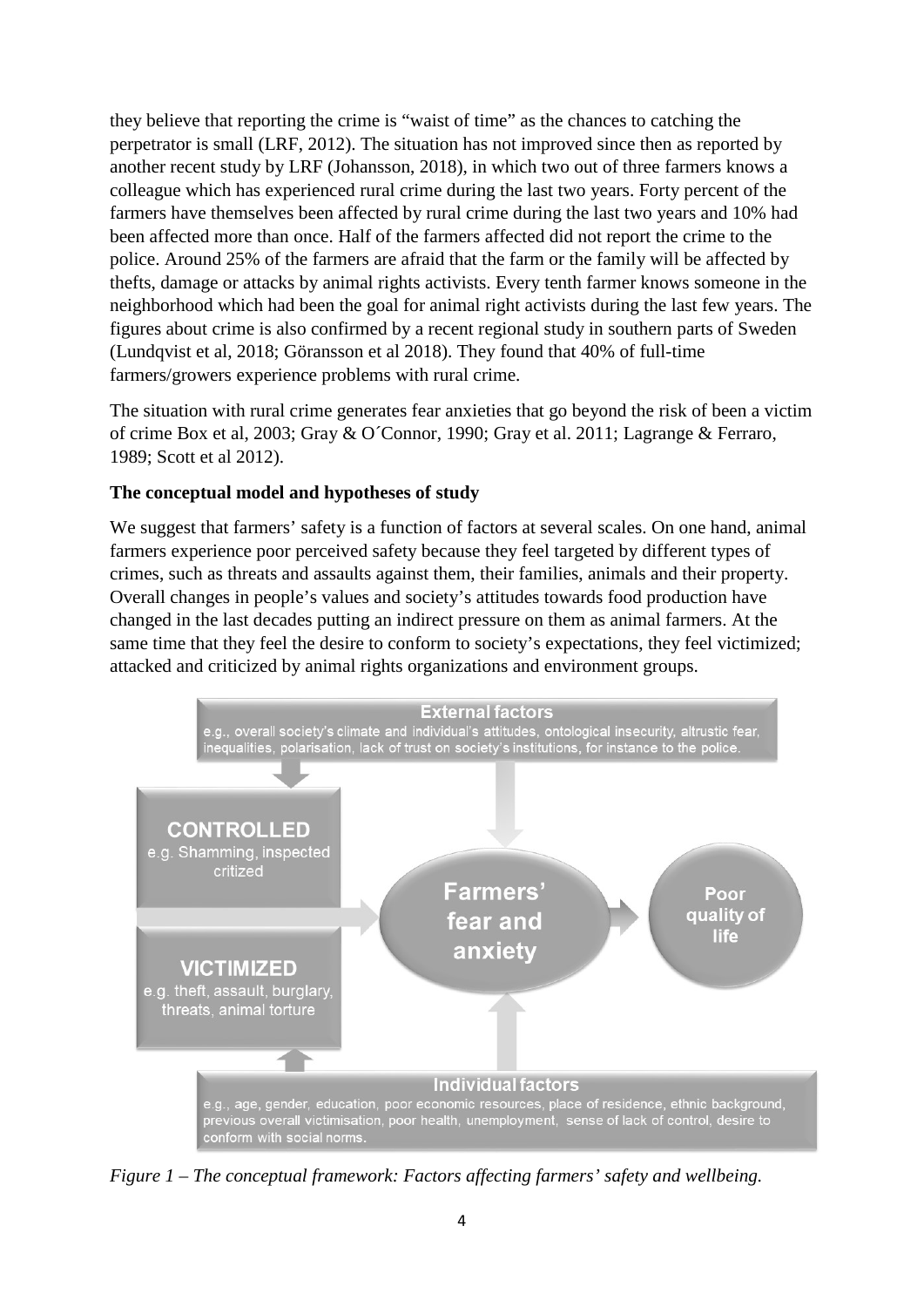they believe that reporting the crime is "waist of time" as the chances to catching the perpetrator is small (LRF, 2012). The situation has not improved since then as reported by another recent study by LRF (Johansson, 2018), in which two out of three farmers knows a colleague which has experienced rural crime during the last two years. Forty percent of the farmers have themselves been affected by rural crime during the last two years and 10% had been affected more than once. Half of the farmers affected did not report the crime to the police. Around 25% of the farmers are afraid that the farm or the family will be affected by thefts, damage or attacks by animal rights activists. Every tenth farmer knows someone in the neighborhood which had been the goal for animal right activists during the last few years. The figures about crime is also confirmed by a recent regional study in southern parts of Sweden (Lundqvist et al, 2018; Göransson et al 2018). They found that 40% of full-time farmers/growers experience problems with rural crime.

The situation with rural crime generates fear anxieties that go beyond the risk of been a victim of crime Box et al, 2003; Gray & O´Connor, 1990; Gray et al. 2011; Lagrange & Ferraro, 1989; Scott et al 2012).

**The conceptual model and hypotheses of study**

We suggest that farmers' safety is a function of factors at several scales. On one hand, animal farmers experience poor perceived safety because they feel targeted by different types of crimes, such as threats and assaults against them, their families, animals and their property. Overall changes in people's values and society's attitudes towards food production have changed in the last decades putting an indirect pressure on them as animal farmers. At the same time that they feel the desire to conform to society's expectations, they feel victimized; attacked and criticized by animal rights organizations and environment groups.

**External factors**
e.g., overall society's climate and individual's attitudes, ontological insecurity, altrustic fear, inequalities, polarisation, lack of trust on society's institutions, for instance to the police.

**CONTROLLED**
e.g. Shamming, inspected critized

**VICTIMIZED**
e.g. theft, assault, burglary, threats, animal torture

**Farmers' fear and anxiety**

**Poor quality of life**

**Individual factors**
e.g., age, gender, education, poor economic resources, place of residence, ethnic background, previous overall victimisation, poor health, unemployment, sense of lack of control, desire to conform with social norms.

*Figure 1 – The conceptual framework: Factors affecting farmers' safety and wellbeing.*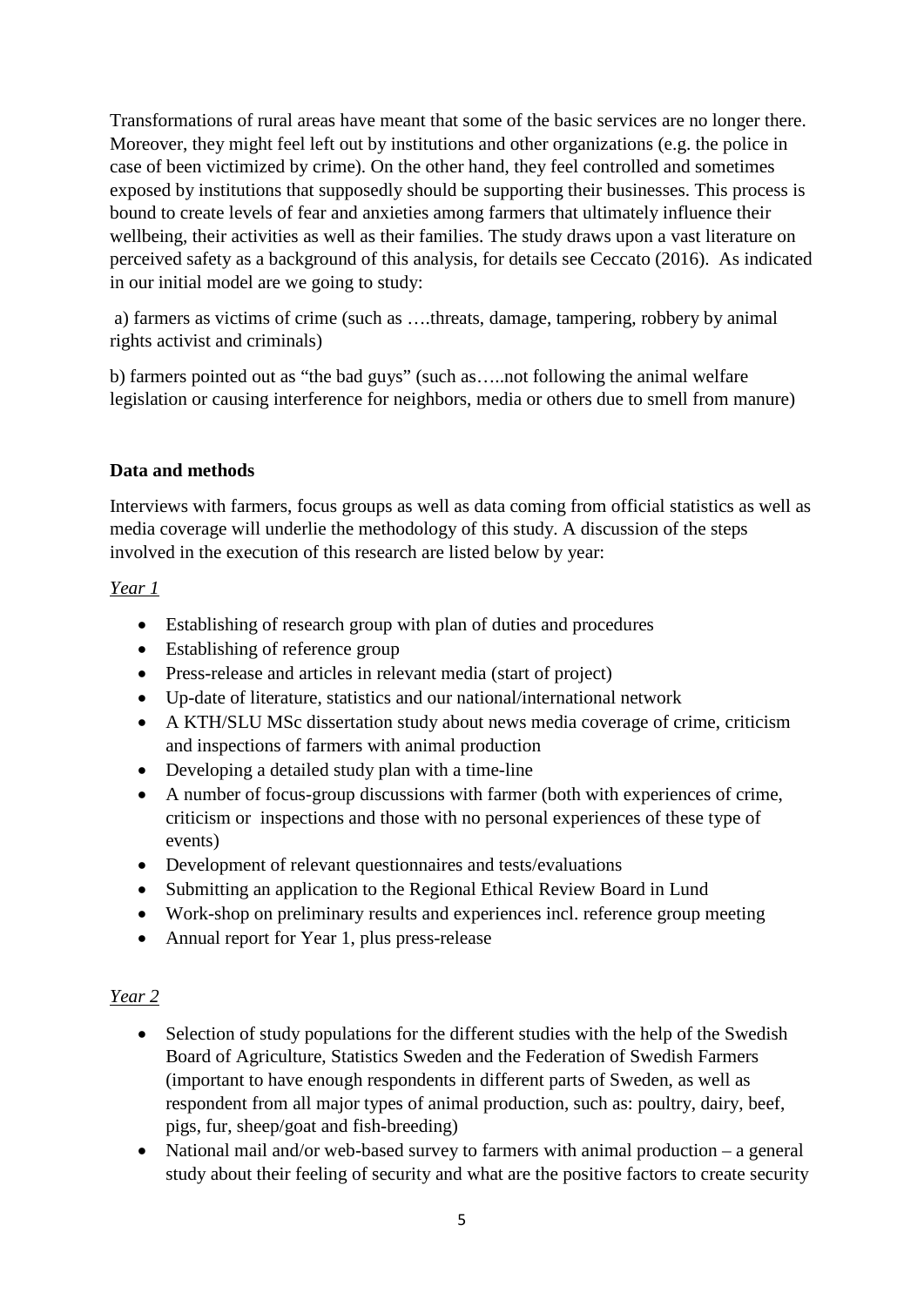Transformations of rural areas have meant that some of the basic services are no longer there. Moreover, they might feel left out by institutions and other organizations (e.g. the police in case of been victimized by crime). On the other hand, they feel controlled and sometimes exposed by institutions that supposedly should be supporting their businesses. This process is bound to create levels of fear and anxieties among farmers that ultimately influence their wellbeing, their activities as well as their families. The study draws upon a vast literature on perceived safety as a background of this analysis, for details see Ceccato (2016). As indicated in our initial model are we going to study:

a) farmers as victims of crime (such as ….threats, damage, tampering, robbery by animal rights activist and criminals)

b) farmers pointed out as "the bad guys" (such as…..not following the animal welfare legislation or causing interference for neighbors, media or others due to smell from manure)

**Data and methods**

Interviews with farmers, focus groups as well as data coming from official statistics as well as media coverage will underlie the methodology of this study. A discussion of the steps involved in the execution of this research are listed below by year:

*Year 1*

- Establishing of research group with plan of duties and procedures
- Establishing of reference group
- Press-release and articles in relevant media (start of project)
- Up-date of literature, statistics and our national/international network
- A KTH/SLU MSc dissertation study about news media coverage of crime, criticism and inspections of farmers with animal production
- Developing a detailed study plan with a time-line
- A number of focus-group discussions with farmer (both with experiences of crime, criticism or inspections and those with no personal experiences of these type of events)
- Development of relevant questionnaires and tests/evaluations
- Submitting an application to the Regional Ethical Review Board in Lund
- Work-shop on preliminary results and experiences incl. reference group meeting
- Annual report for Year 1, plus press-release

*Year 2*

- Selection of study populations for the different studies with the help of the Swedish Board of Agriculture, Statistics Sweden and the Federation of Swedish Farmers (important to have enough respondents in different parts of Sweden, as well as respondent from all major types of animal production, such as: poultry, dairy, beef, pigs, fur, sheep/goat and fish-breeding)
- National mail and/or web-based survey to farmers with animal production – a general study about their feeling of security and what are the positive factors to create security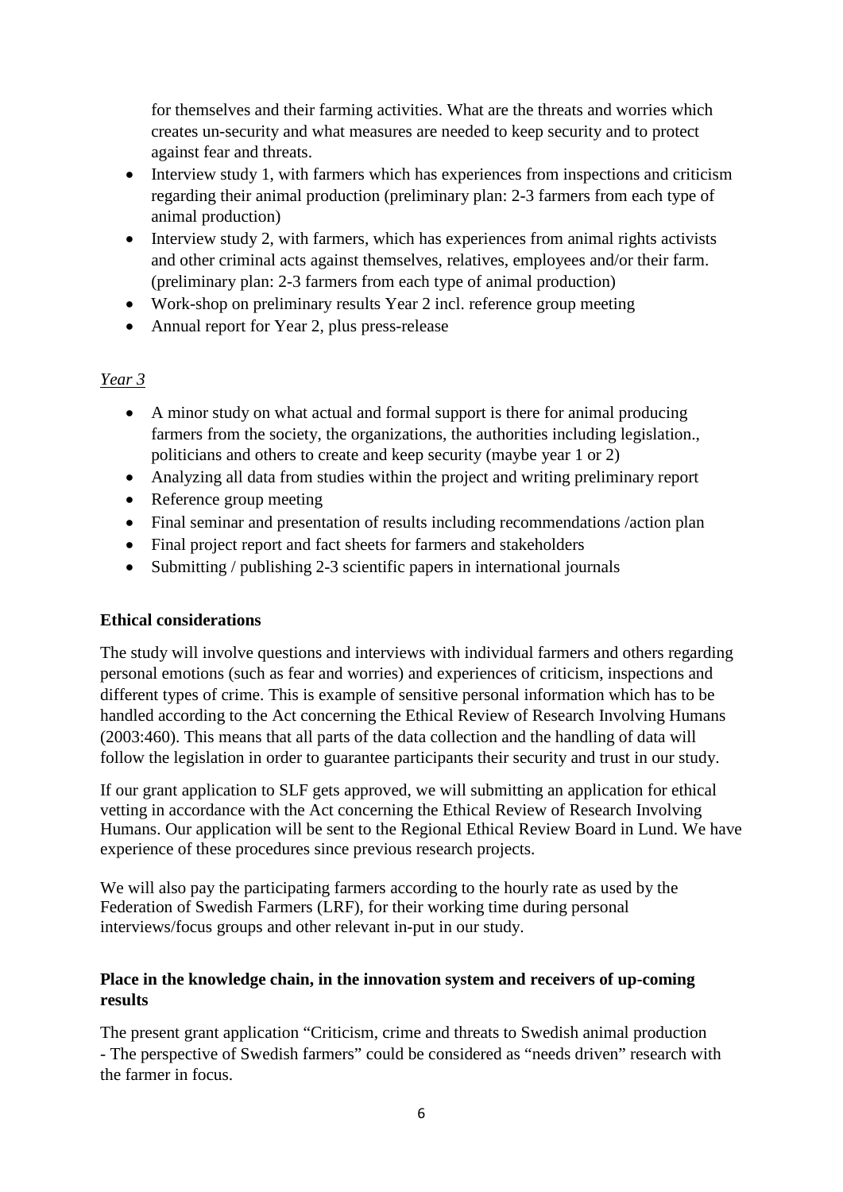for themselves and their farming activities. What are the threats and worries which creates un-security and what measures are needed to keep security and to protect against fear and threats.

- Interview study 1, with farmers which has experiences from inspections and criticism regarding their animal production (preliminary plan: 2-3 farmers from each type of animal production)
- Interview study 2, with farmers, which has experiences from animal rights activists and other criminal acts against themselves, relatives, employees and/or their farm. (preliminary plan: 2-3 farmers from each type of animal production)
- Work-shop on preliminary results Year 2 incl. reference group meeting
- Annual report for Year 2, plus press-release

*Year 3*

- A minor study on what actual and formal support is there for animal producing farmers from the society, the organizations, the authorities including legislation., politicians and others to create and keep security (maybe year 1 or 2)
- Analyzing all data from studies within the project and writing preliminary report
- Reference group meeting
- Final seminar and presentation of results including recommendations /action plan
- Final project report and fact sheets for farmers and stakeholders
- Submitting / publishing 2-3 scientific papers in international journals

**Ethical considerations**

The study will involve questions and interviews with individual farmers and others regarding personal emotions (such as fear and worries) and experiences of criticism, inspections and different types of crime. This is example of sensitive personal information which has to be handled according to the Act concerning the Ethical Review of Research Involving Humans (2003:460). This means that all parts of the data collection and the handling of data will follow the legislation in order to guarantee participants their security and trust in our study.

If our grant application to SLF gets approved, we will submitting an application for ethical vetting in accordance with the Act concerning the Ethical Review of Research Involving Humans. Our application will be sent to the Regional Ethical Review Board in Lund. We have experience of these procedures since previous research projects.

We will also pay the participating farmers according to the hourly rate as used by the Federation of Swedish Farmers (LRF), for their working time during personal interviews/focus groups and other relevant in-put in our study.

**Place in the knowledge chain, in the innovation system and receivers of up-coming results**

The present grant application "Criticism, crime and threats to Swedish animal production - The perspective of Swedish farmers" could be considered as "needs driven" research with the farmer in focus.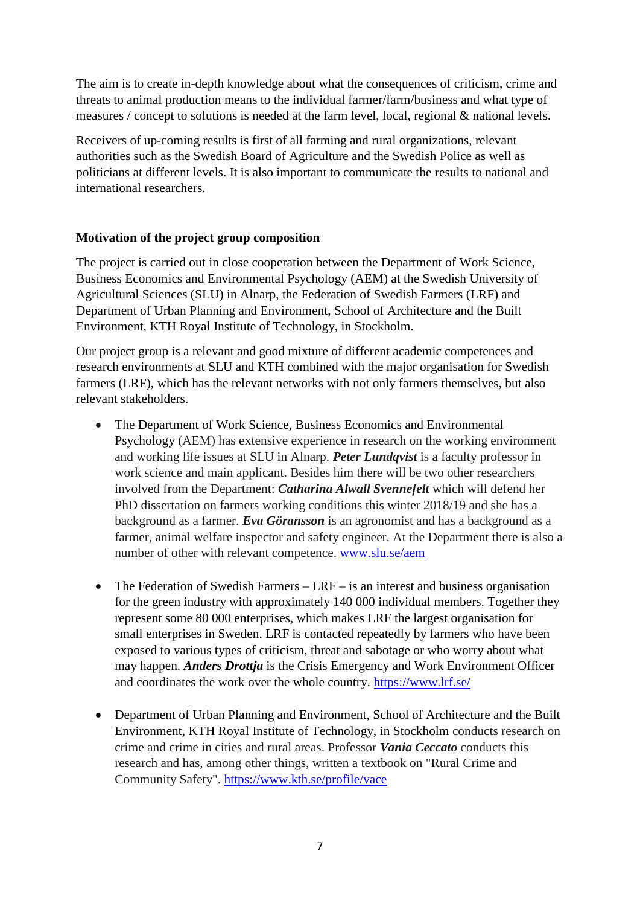The aim is to create in-depth knowledge about what the consequences of criticism, crime and threats to animal production means to the individual farmer/farm/business and what type of measures / concept to solutions is needed at the farm level, local, regional & national levels.

Receivers of up-coming results is first of all farming and rural organizations, relevant authorities such as the Swedish Board of Agriculture and the Swedish Police as well as politicians at different levels. It is also important to communicate the results to national and international researchers.

**Motivation of the project group composition**

The project is carried out in close cooperation between the Department of Work Science, Business Economics and Environmental Psychology (AEM) at the Swedish University of Agricultural Sciences (SLU) in Alnarp, the Federation of Swedish Farmers (LRF) and Department of Urban Planning and Environment, School of Architecture and the Built Environment, KTH Royal Institute of Technology, in Stockholm.

Our project group is a relevant and good mixture of different academic competences and research environments at SLU and KTH combined with the major organisation for Swedish farmers (LRF), which has the relevant networks with not only farmers themselves, but also relevant stakeholders.

- The Department of Work Science, Business Economics and Environmental Psychology (AEM) has extensive experience in research on the working environment and working life issues at SLU in Alnarp. ***Peter Lundqvist*** is a faculty professor in work science and main applicant. Besides him there will be two other researchers involved from the Department: ***Catharina Alwall Svennefelt*** which will defend her PhD dissertation on farmers working conditions this winter 2018/19 and she has a background as a farmer. ***Eva Göransson*** is an agronomist and has a background as a farmer, animal welfare inspector and safety engineer. At the Department there is also a number of other with relevant competence. [www.slu.se/aem](www.slu.se/aem)

- The Federation of Swedish Farmers – LRF – is an interest and business organisation for the green industry with approximately 140 000 individual members. Together they represent some 80 000 enterprises, which makes LRF the largest organisation for small enterprises in Sweden. LRF is contacted repeatedly by farmers who have been exposed to various types of criticism, threat and sabotage or who worry about what may happen. ***Anders Drottja*** is the Crisis Emergency and Work Environment Officer and coordinates the work over the whole country. [https://www.lrf.se/](https://www.lrf.se/)

- Department of Urban Planning and Environment, School of Architecture and the Built Environment, KTH Royal Institute of Technology, in Stockholm conducts research on crime and crime in cities and rural areas. Professor ***Vania Ceccato*** conducts this research and has, among other things, written a textbook on "Rural Crime and Community Safety". [https://www.kth.se/profile/vace](https://www.kth.se/profile/vace)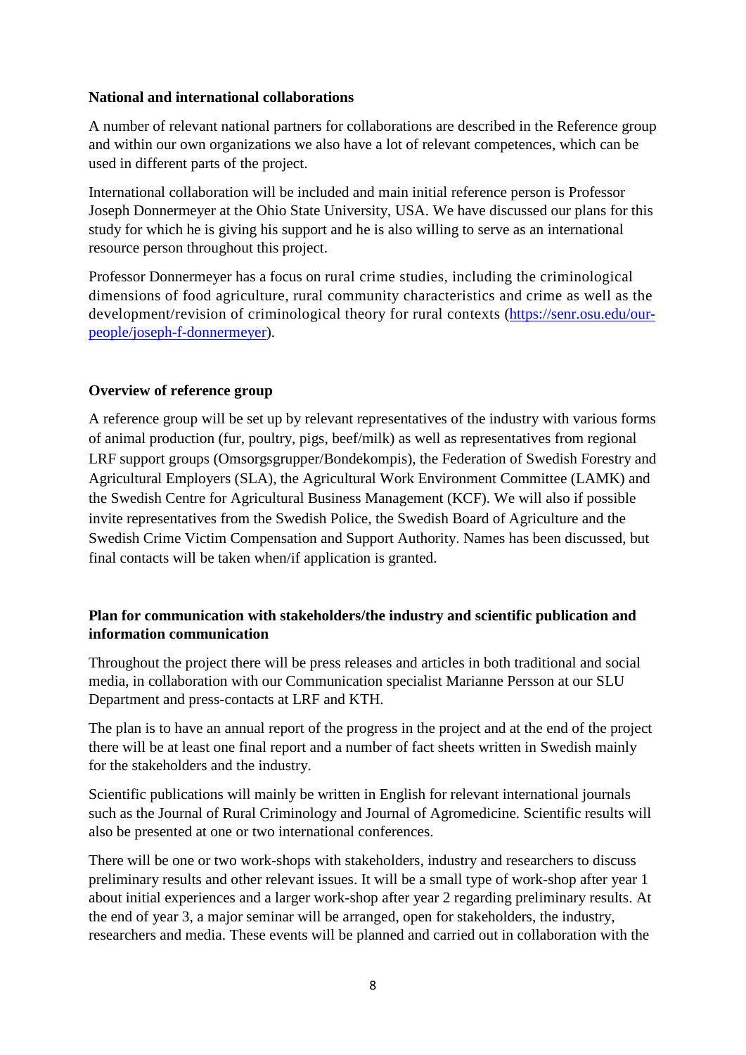**National and international collaborations**

A number of relevant national partners for collaborations are described in the Reference group and within our own organizations we also have a lot of relevant competences, which can be used in different parts of the project.

International collaboration will be included and main initial reference person is Professor Joseph Donnermeyer at the Ohio State University, USA. We have discussed our plans for this study for which he is giving his support and he is also willing to serve as an international resource person throughout this project.

Professor Donnermeyer has a focus on rural crime studies, including the criminological dimensions of food agriculture, rural community characteristics and crime as well as the development/revision of criminological theory for rural contexts (https://senr.osu.edu/our-people/joseph-f-donnermeyer).

**Overview of reference group**

A reference group will be set up by relevant representatives of the industry with various forms of animal production (fur, poultry, pigs, beef/milk) as well as representatives from regional LRF support groups (Omsorgsgrupper/Bondekompis), the Federation of Swedish Forestry and Agricultural Employers (SLA), the Agricultural Work Environment Committee (LAMK) and the Swedish Centre for Agricultural Business Management (KCF). We will also if possible invite representatives from the Swedish Police, the Swedish Board of Agriculture and the Swedish Crime Victim Compensation and Support Authority. Names has been discussed, but final contacts will be taken when/if application is granted.

**Plan for communication with stakeholders/the industry and scientific publication and information communication**

Throughout the project there will be press releases and articles in both traditional and social media, in collaboration with our Communication specialist Marianne Persson at our SLU Department and press-contacts at LRF and KTH.

The plan is to have an annual report of the progress in the project and at the end of the project there will be at least one final report and a number of fact sheets written in Swedish mainly for the stakeholders and the industry.

Scientific publications will mainly be written in English for relevant international journals such as the Journal of Rural Criminology and Journal of Agromedicine. Scientific results will also be presented at one or two international conferences.

There will be one or two work-shops with stakeholders, industry and researchers to discuss preliminary results and other relevant issues. It will be a small type of work-shop after year 1 about initial experiences and a larger work-shop after year 2 regarding preliminary results. At the end of year 3, a major seminar will be arranged, open for stakeholders, the industry, researchers and media. These events will be planned and carried out in collaboration with the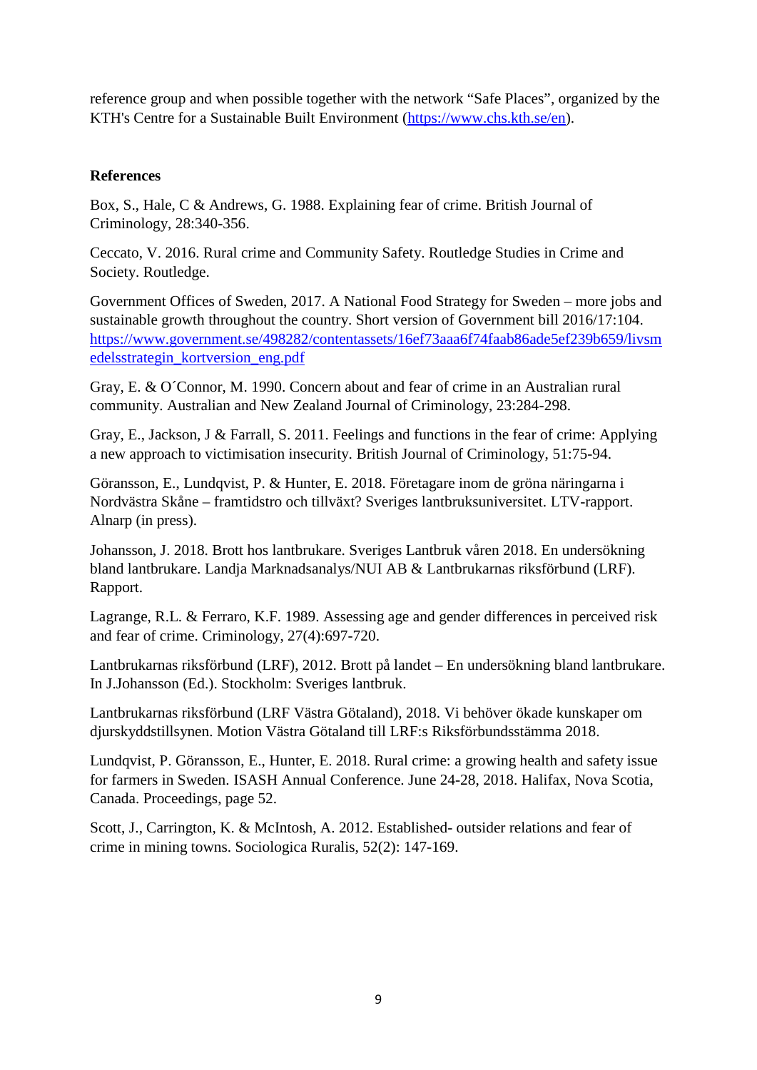reference group and when possible together with the network "Safe Places", organized by the KTH's Centre for a Sustainable Built Environment ([https://www.chs.kth.se/en](https://www.chs.kth.se/en)).

## References

Box, S., Hale, C & Andrews, G. 1988. Explaining fear of crime. British Journal of Criminology, 28:340-356.

Ceccato, V. 2016. Rural crime and Community Safety. Routledge Studies in Crime and Society. Routledge.

Government Offices of Sweden, 2017. A National Food Strategy for Sweden – more jobs and sustainable growth throughout the country. Short version of Government bill 2016/17:104. [https://www.government.se/498282/contentassets/16ef73aaa6f74faab86ade5ef239b659/livsmedelsstrategin_kortversion_eng.pdf](https://www.government.se/498282/contentassets/16ef73aaa6f74faab86ade5ef239b659/livsmedelsstrategin_kortversion_eng.pdf)

Gray, E. & O´Connor, M. 1990. Concern about and fear of crime in an Australian rural community. Australian and New Zealand Journal of Criminology, 23:284-298.

Gray, E., Jackson, J & Farrall, S. 2011. Feelings and functions in the fear of crime: Applying a new approach to victimisation insecurity. British Journal of Criminology, 51:75-94.

Göransson, E., Lundqvist, P. & Hunter, E. 2018. Företagare inom de gröna näringarna i Nordvästra Skåne – framtidstro och tillväxt? Sveriges lantbruksuniversitet. LTV-rapport. Alnarp (in press).

Johansson, J. 2018. Brott hos lantbrukare. Sveriges Lantbruk våren 2018. En undersökning bland lantbrukare. Landja Marknadsanalys/NUI AB & Lantbrukarnas riksförbund (LRF). Rapport.

Lagrange, R.L. & Ferraro, K.F. 1989. Assessing age and gender differences in perceived risk and fear of crime. Criminology, 27(4):697-720.

Lantbrukarnas riksförbund (LRF), 2012. Brott på landet – En undersökning bland lantbrukare. In J.Johansson (Ed.). Stockholm: Sveriges lantbruk.

Lantbrukarnas riksförbund (LRF Västra Götaland), 2018. Vi behöver ökade kunskaper om djurskyddstillsynen. Motion Västra Götaland till LRF:s Riksförbundsstämma 2018.

Lundqvist, P. Göransson, E., Hunter, E. 2018. Rural crime: a growing health and safety issue for farmers in Sweden. ISASH Annual Conference. June 24-28, 2018. Halifax, Nova Scotia, Canada. Proceedings, page 52.

Scott, J., Carrington, K. & McIntosh, A. 2012. Established- outsider relations and fear of crime in mining towns. Sociologica Ruralis, 52(2): 147-169.